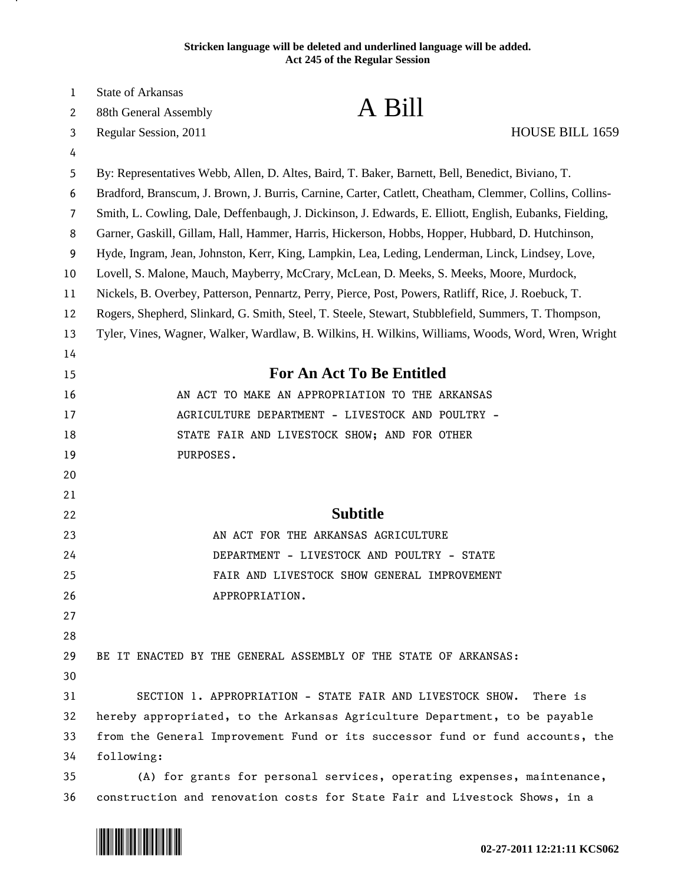**Stricken language will be deleted and underlined language will be added.**
**Act 245 of the Regular Session**

State of Arkansas
88th General Assembly
Regular Session, 2011

# A Bill

HOUSE BILL 1659

By: Representatives Webb, Allen, D. Altes, Baird, T. Baker, Barnett, Bell, Benedict, Biviano, T. Bradford, Branscum, J. Brown, J. Burris, Carnine, Carter, Catlett, Cheatham, Clemmer, Collins, Collins-Smith, L. Cowling, Dale, Deffenbaugh, J. Dickinson, J. Edwards, E. Elliott, English, Eubanks, Fielding, Garner, Gaskill, Gillam, Hall, Hammer, Harris, Hickerson, Hobbs, Hopper, Hubbard, D. Hutchinson, Hyde, Ingram, Jean, Johnston, Kerr, King, Lampkin, Lea, Leding, Lenderman, Linck, Lindsey, Love, Lovell, S. Malone, Mauch, Mayberry, McCrary, McLean, D. Meeks, S. Meeks, Moore, Murdock, Nickels, B. Overbey, Patterson, Pennartz, Perry, Pierce, Post, Powers, Ratliff, Rice, J. Roebuck, T. Rogers, Shepherd, Slinkard, G. Smith, Steel, T. Steele, Stewart, Stubblefield, Summers, T. Thompson, Tyler, Vines, Wagner, Walker, Wardlaw, B. Wilkins, H. Wilkins, Williams, Woods, Word, Wren, Wright

## For An Act To Be Entitled

AN ACT TO MAKE AN APPROPRIATION TO THE ARKANSAS AGRICULTURE DEPARTMENT - LIVESTOCK AND POULTRY - STATE FAIR AND LIVESTOCK SHOW; AND FOR OTHER PURPOSES.

## Subtitle

AN ACT FOR THE ARKANSAS AGRICULTURE DEPARTMENT - LIVESTOCK AND POULTRY - STATE FAIR AND LIVESTOCK SHOW GENERAL IMPROVEMENT APPROPRIATION.

BE IT ENACTED BY THE GENERAL ASSEMBLY OF THE STATE OF ARKANSAS:

SECTION 1. APPROPRIATION - STATE FAIR AND LIVESTOCK SHOW. There is hereby appropriated, to the Arkansas Agriculture Department, to be payable from the General Improvement Fund or its successor fund or fund accounts, the following:

(A) for grants for personal services, operating expenses, maintenance, construction and renovation costs for State Fair and Livestock Shows, in a

02-27-2011 12:21:11 KCS062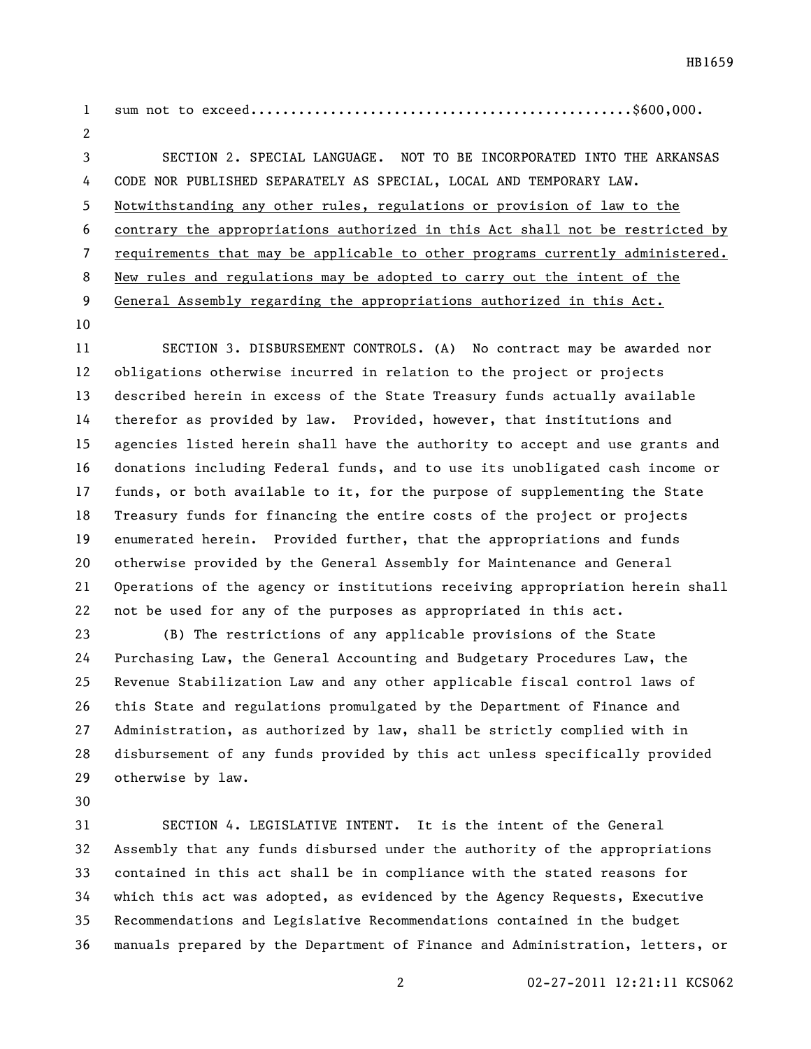sum not to exceed..............................................$600,000.

SECTION 2. SPECIAL LANGUAGE. NOT TO BE INCORPORATED INTO THE ARKANSAS CODE NOR PUBLISHED SEPARATELY AS SPECIAL, LOCAL AND TEMPORARY LAW. Notwithstanding any other rules, regulations or provision of law to the contrary the appropriations authorized in this Act shall not be restricted by requirements that may be applicable to other programs currently administered. New rules and regulations may be adopted to carry out the intent of the General Assembly regarding the appropriations authorized in this Act.

SECTION 3. DISBURSEMENT CONTROLS. (A) No contract may be awarded nor obligations otherwise incurred in relation to the project or projects described herein in excess of the State Treasury funds actually available therefor as provided by law. Provided, however, that institutions and agencies listed herein shall have the authority to accept and use grants and donations including Federal funds, and to use its unobligated cash income or funds, or both available to it, for the purpose of supplementing the State Treasury funds for financing the entire costs of the project or projects enumerated herein. Provided further, that the appropriations and funds otherwise provided by the General Assembly for Maintenance and General Operations of the agency or institutions receiving appropriation herein shall not be used for any of the purposes as appropriated in this act.

(B) The restrictions of any applicable provisions of the State Purchasing Law, the General Accounting and Budgetary Procedures Law, the Revenue Stabilization Law and any other applicable fiscal control laws of this State and regulations promulgated by the Department of Finance and Administration, as authorized by law, shall be strictly complied with in disbursement of any funds provided by this act unless specifically provided otherwise by law.

SECTION 4. LEGISLATIVE INTENT. It is the intent of the General Assembly that any funds disbursed under the authority of the appropriations contained in this act shall be in compliance with the stated reasons for which this act was adopted, as evidenced by the Agency Requests, Executive Recommendations and Legislative Recommendations contained in the budget manuals prepared by the Department of Finance and Administration, letters, or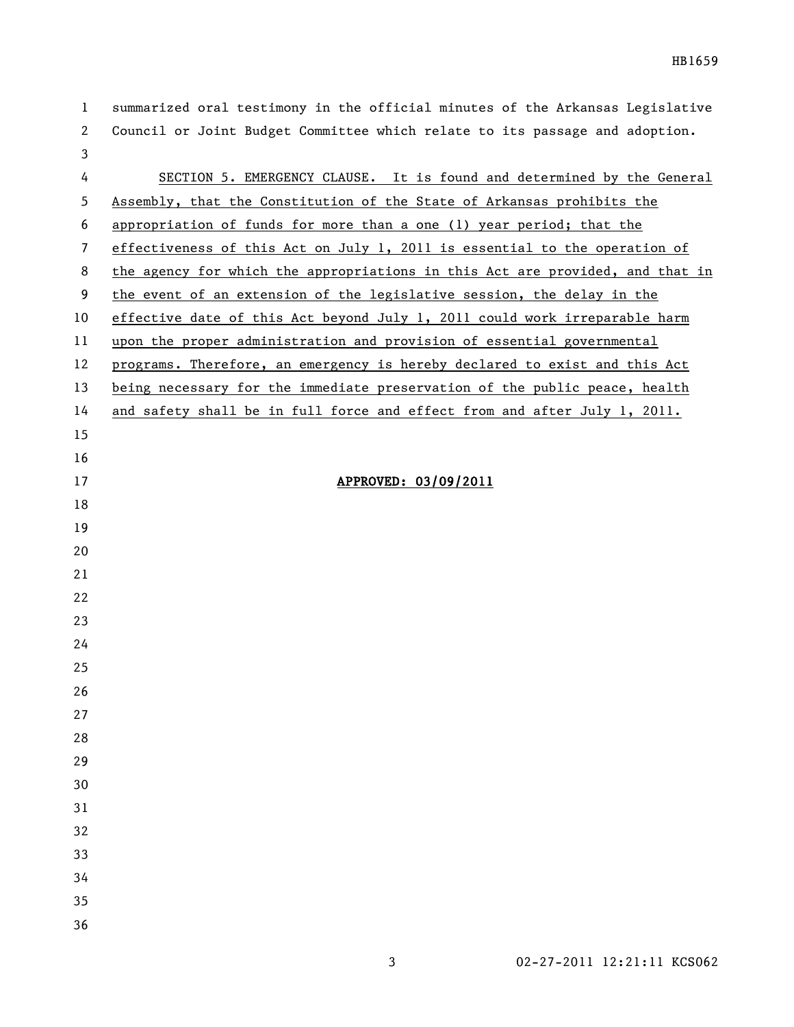summarized oral testimony in the official minutes of the Arkansas Legislative Council or Joint Budget Committee which relate to its passage and adoption.

SECTION 5. EMERGENCY CLAUSE. It is found and determined by the General Assembly, that the Constitution of the State of Arkansas prohibits the appropriation of funds for more than a one (1) year period; that the effectiveness of this Act on July 1, 2011 is essential to the operation of the agency for which the appropriations in this Act are provided, and that in the event of an extension of the legislative session, the delay in the effective date of this Act beyond July 1, 2011 could work irreparable harm upon the proper administration and provision of essential governmental programs. Therefore, an emergency is hereby declared to exist and this Act being necessary for the immediate preservation of the public peace, health and safety shall be in full force and effect from and after July 1, 2011.

**APPROVED: 03/09/2011**